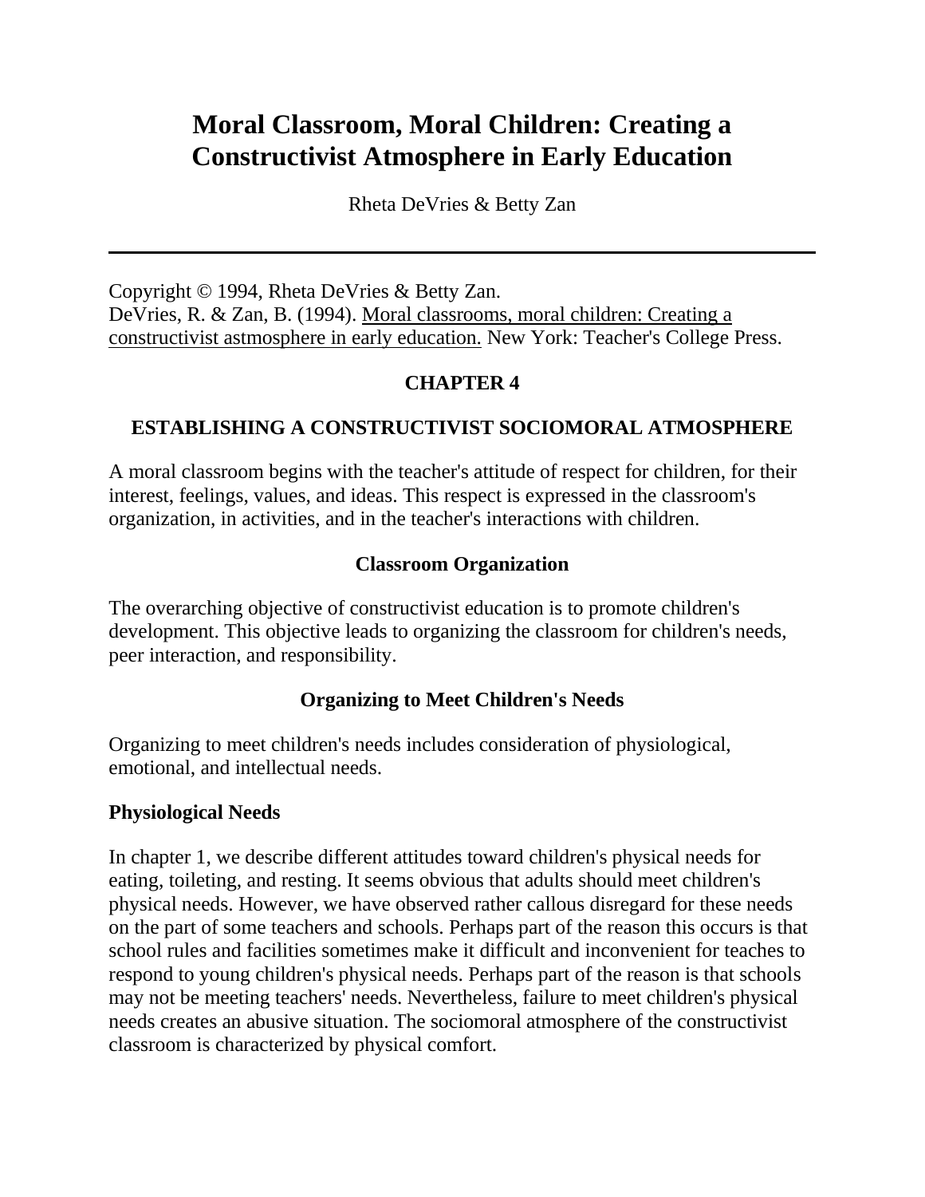# Moral Classroom, Moral Children: Creating a Constructivist Atmosphere in Early Education

Rheta DeVries & Betty Zan

---

Copyright © 1994, Rheta DeVries & Betty Zan.
DeVries, R. & Zan, B. (1994). Moral classrooms, moral children: Creating a constructivist astmosphere in early education. New York: Teacher's College Press.

## CHAPTER 4

## ESTABLISHING A CONSTRUCTIVIST SOCIOMORAL ATMOSPHERE

A moral classroom begins with the teacher's attitude of respect for children, for their interest, feelings, values, and ideas. This respect is expressed in the classroom's organization, in activities, and in the teacher's interactions with children.

### Classroom Organization

The overarching objective of constructivist education is to promote children's development. This objective leads to organizing the classroom for children's needs, peer interaction, and responsibility.

### Organizing to Meet Children's Needs

Organizing to meet children's needs includes consideration of physiological, emotional, and intellectual needs.

#### Physiological Needs

In chapter 1, we describe different attitudes toward children's physical needs for eating, toileting, and resting. It seems obvious that adults should meet children's physical needs. However, we have observed rather callous disregard for these needs on the part of some teachers and schools. Perhaps part of the reason this occurs is that school rules and facilities sometimes make it difficult and inconvenient for teaches to respond to young children's physical needs. Perhaps part of the reason is that schools may not be meeting teachers' needs. Nevertheless, failure to meet children's physical needs creates an abusive situation. The sociomoral atmosphere of the constructivist classroom is characterized by physical comfort.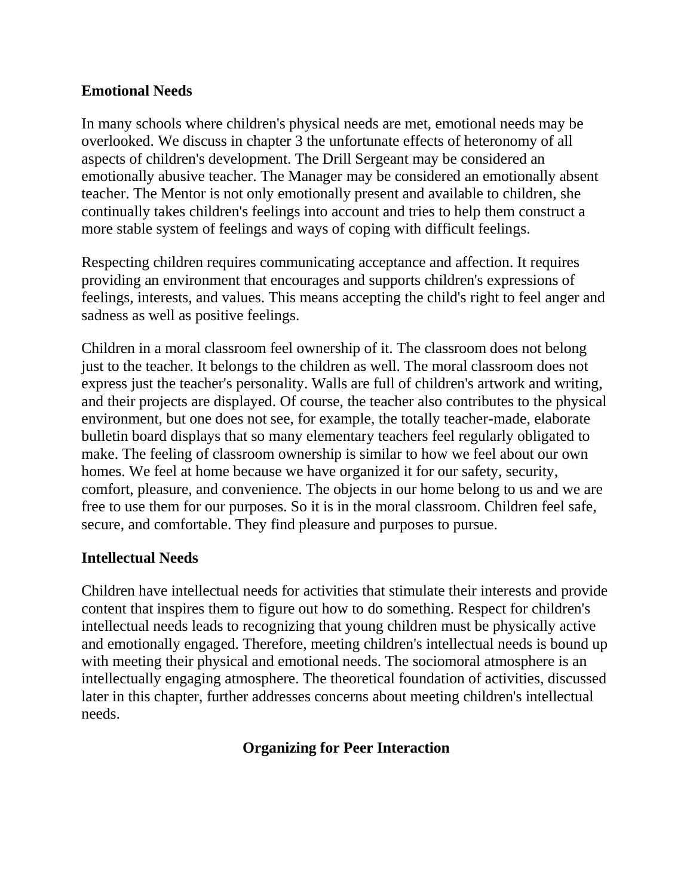### Emotional Needs

In many schools where children's physical needs are met, emotional needs may be overlooked. We discuss in chapter 3 the unfortunate effects of heteronomy of all aspects of children's development. The Drill Sergeant may be considered an emotionally abusive teacher. The Manager may be considered an emotionally absent teacher. The Mentor is not only emotionally present and available to children, she continually takes children's feelings into account and tries to help them construct a more stable system of feelings and ways of coping with difficult feelings.

Respecting children requires communicating acceptance and affection. It requires providing an environment that encourages and supports children's expressions of feelings, interests, and values. This means accepting the child's right to feel anger and sadness as well as positive feelings.

Children in a moral classroom feel ownership of it. The classroom does not belong just to the teacher. It belongs to the children as well. The moral classroom does not express just the teacher's personality. Walls are full of children's artwork and writing, and their projects are displayed. Of course, the teacher also contributes to the physical environment, but one does not see, for example, the totally teacher-made, elaborate bulletin board displays that so many elementary teachers feel regularly obligated to make. The feeling of classroom ownership is similar to how we feel about our own homes. We feel at home because we have organized it for our safety, security, comfort, pleasure, and convenience. The objects in our home belong to us and we are free to use them for our purposes. So it is in the moral classroom. Children feel safe, secure, and comfortable. They find pleasure and purposes to pursue.

### Intellectual Needs

Children have intellectual needs for activities that stimulate their interests and provide content that inspires them to figure out how to do something. Respect for children's intellectual needs leads to recognizing that young children must be physically active and emotionally engaged. Therefore, meeting children's intellectual needs is bound up with meeting their physical and emotional needs. The sociomoral atmosphere is an intellectually engaging atmosphere. The theoretical foundation of activities, discussed later in this chapter, further addresses concerns about meeting children's intellectual needs.

## Organizing for Peer Interaction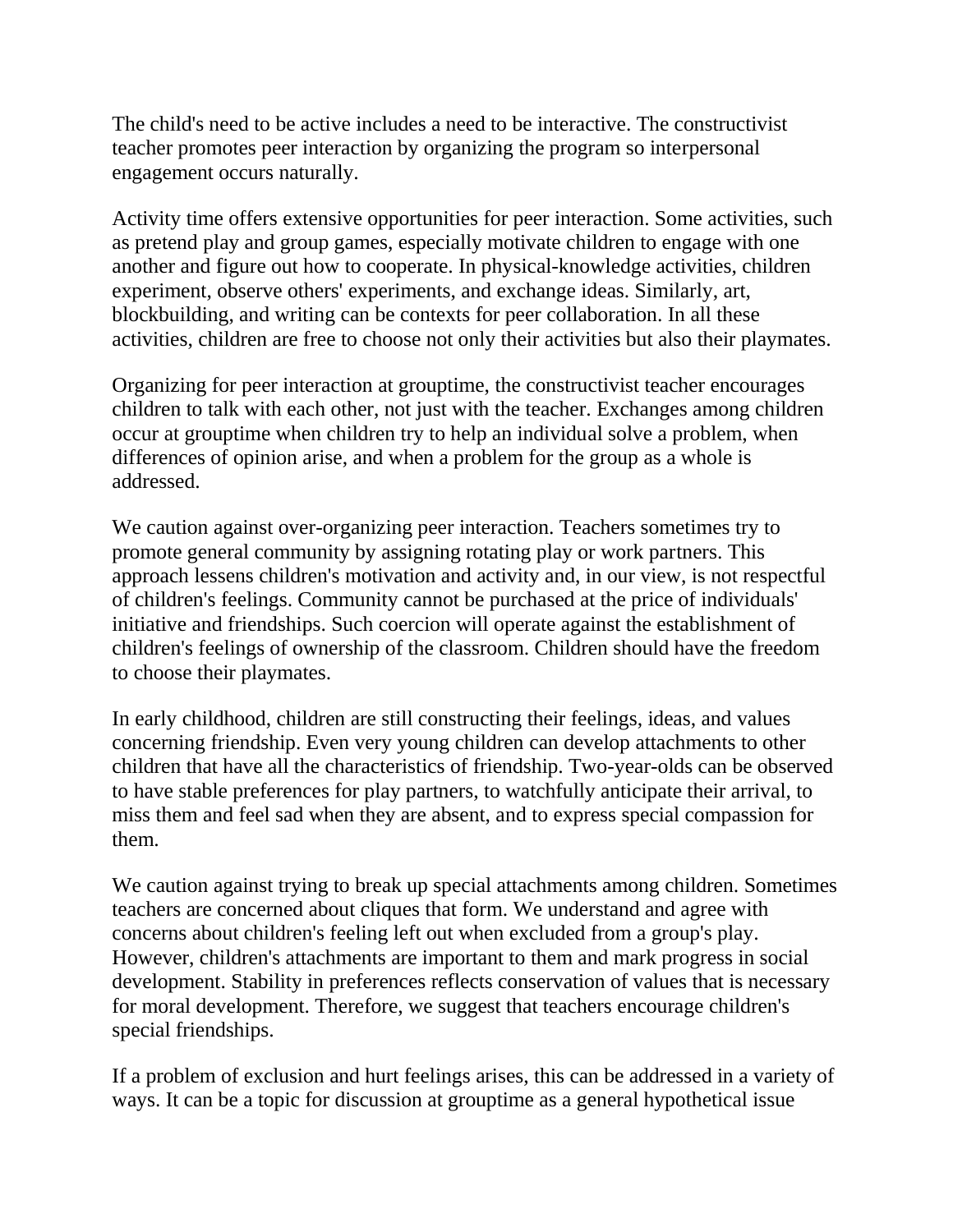The child's need to be active includes a need to be interactive. The constructivist teacher promotes peer interaction by organizing the program so interpersonal engagement occurs naturally.

Activity time offers extensive opportunities for peer interaction. Some activities, such as pretend play and group games, especially motivate children to engage with one another and figure out how to cooperate. In physical-knowledge activities, children experiment, observe others' experiments, and exchange ideas. Similarly, art, blockbuilding, and writing can be contexts for peer collaboration. In all these activities, children are free to choose not only their activities but also their playmates.

Organizing for peer interaction at grouptime, the constructivist teacher encourages children to talk with each other, not just with the teacher. Exchanges among children occur at grouptime when children try to help an individual solve a problem, when differences of opinion arise, and when a problem for the group as a whole is addressed.

We caution against over-organizing peer interaction. Teachers sometimes try to promote general community by assigning rotating play or work partners. This approach lessens children's motivation and activity and, in our view, is not respectful of children's feelings. Community cannot be purchased at the price of individuals' initiative and friendships. Such coercion will operate against the establishment of children's feelings of ownership of the classroom. Children should have the freedom to choose their playmates.

In early childhood, children are still constructing their feelings, ideas, and values concerning friendship. Even very young children can develop attachments to other children that have all the characteristics of friendship. Two-year-olds can be observed to have stable preferences for play partners, to watchfully anticipate their arrival, to miss them and feel sad when they are absent, and to express special compassion for them.

We caution against trying to break up special attachments among children. Sometimes teachers are concerned about cliques that form. We understand and agree with concerns about children's feeling left out when excluded from a group's play. However, children's attachments are important to them and mark progress in social development. Stability in preferences reflects conservation of values that is necessary for moral development. Therefore, we suggest that teachers encourage children's special friendships.

If a problem of exclusion and hurt feelings arises, this can be addressed in a variety of ways. It can be a topic for discussion at grouptime as a general hypothetical issue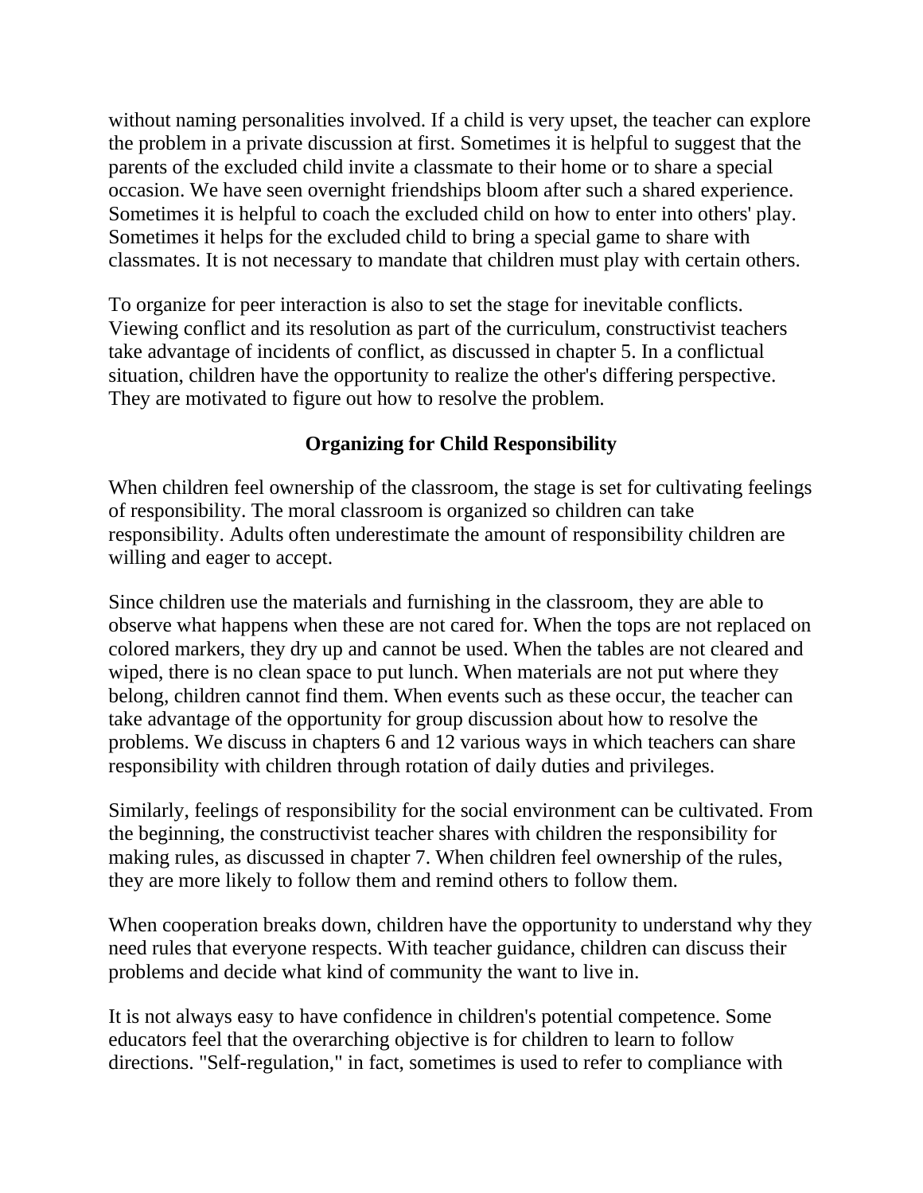without naming personalities involved. If a child is very upset, the teacher can explore the problem in a private discussion at first. Sometimes it is helpful to suggest that the parents of the excluded child invite a classmate to their home or to share a special occasion. We have seen overnight friendships bloom after such a shared experience. Sometimes it is helpful to coach the excluded child on how to enter into others' play. Sometimes it helps for the excluded child to bring a special game to share with classmates. It is not necessary to mandate that children must play with certain others.

To organize for peer interaction is also to set the stage for inevitable conflicts. Viewing conflict and its resolution as part of the curriculum, constructivist teachers take advantage of incidents of conflict, as discussed in chapter 5. In a conflictual situation, children have the opportunity to realize the other's differing perspective. They are motivated to figure out how to resolve the problem.

## Organizing for Child Responsibility

When children feel ownership of the classroom, the stage is set for cultivating feelings of responsibility. The moral classroom is organized so children can take responsibility. Adults often underestimate the amount of responsibility children are willing and eager to accept.

Since children use the materials and furnishing in the classroom, they are able to observe what happens when these are not cared for. When the tops are not replaced on colored markers, they dry up and cannot be used. When the tables are not cleared and wiped, there is no clean space to put lunch. When materials are not put where they belong, children cannot find them. When events such as these occur, the teacher can take advantage of the opportunity for group discussion about how to resolve the problems. We discuss in chapters 6 and 12 various ways in which teachers can share responsibility with children through rotation of daily duties and privileges.

Similarly, feelings of responsibility for the social environment can be cultivated. From the beginning, the constructivist teacher shares with children the responsibility for making rules, as discussed in chapter 7. When children feel ownership of the rules, they are more likely to follow them and remind others to follow them.

When cooperation breaks down, children have the opportunity to understand why they need rules that everyone respects. With teacher guidance, children can discuss their problems and decide what kind of community the want to live in.

It is not always easy to have confidence in children's potential competence. Some educators feel that the overarching objective is for children to learn to follow directions. "Self-regulation," in fact, sometimes is used to refer to compliance with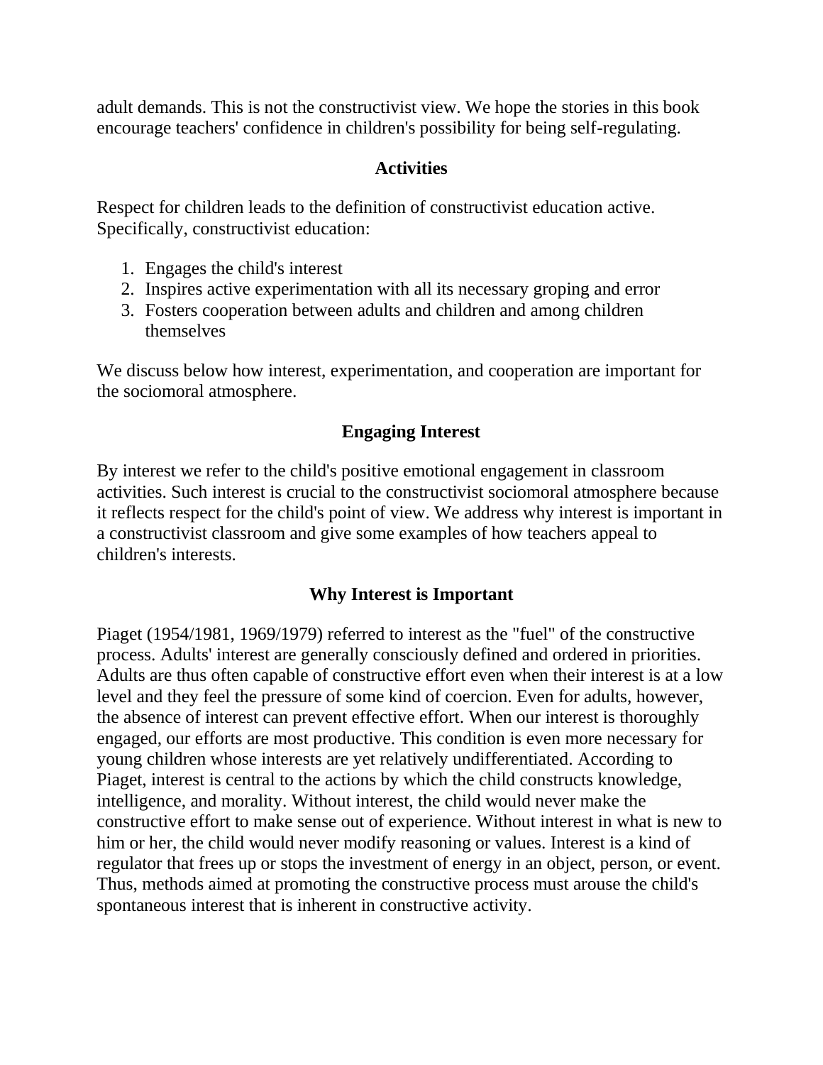adult demands. This is not the constructivist view. We hope the stories in this book encourage teachers' confidence in children's possibility for being self-regulating.

## Activities

Respect for children leads to the definition of constructivist education active. Specifically, constructivist education:

1. Engages the child's interest
2. Inspires active experimentation with all its necessary groping and error
3. Fosters cooperation between adults and children and among children themselves

We discuss below how interest, experimentation, and cooperation are important for the sociomoral atmosphere.

## Engaging Interest

By interest we refer to the child's positive emotional engagement in classroom activities. Such interest is crucial to the constructivist sociomoral atmosphere because it reflects respect for the child's point of view. We address why interest is important in a constructivist classroom and give some examples of how teachers appeal to children's interests.

### Why Interest is Important

Piaget (1954/1981, 1969/1979) referred to interest as the "fuel" of the constructive process. Adults' interest are generally consciously defined and ordered in priorities. Adults are thus often capable of constructive effort even when their interest is at a low level and they feel the pressure of some kind of coercion. Even for adults, however, the absence of interest can prevent effective effort. When our interest is thoroughly engaged, our efforts are most productive. This condition is even more necessary for young children whose interests are yet relatively undifferentiated. According to Piaget, interest is central to the actions by which the child constructs knowledge, intelligence, and morality. Without interest, the child would never make the constructive effort to make sense out of experience. Without interest in what is new to him or her, the child would never modify reasoning or values. Interest is a kind of regulator that frees up or stops the investment of energy in an object, person, or event. Thus, methods aimed at promoting the constructive process must arouse the child's spontaneous interest that is inherent in constructive activity.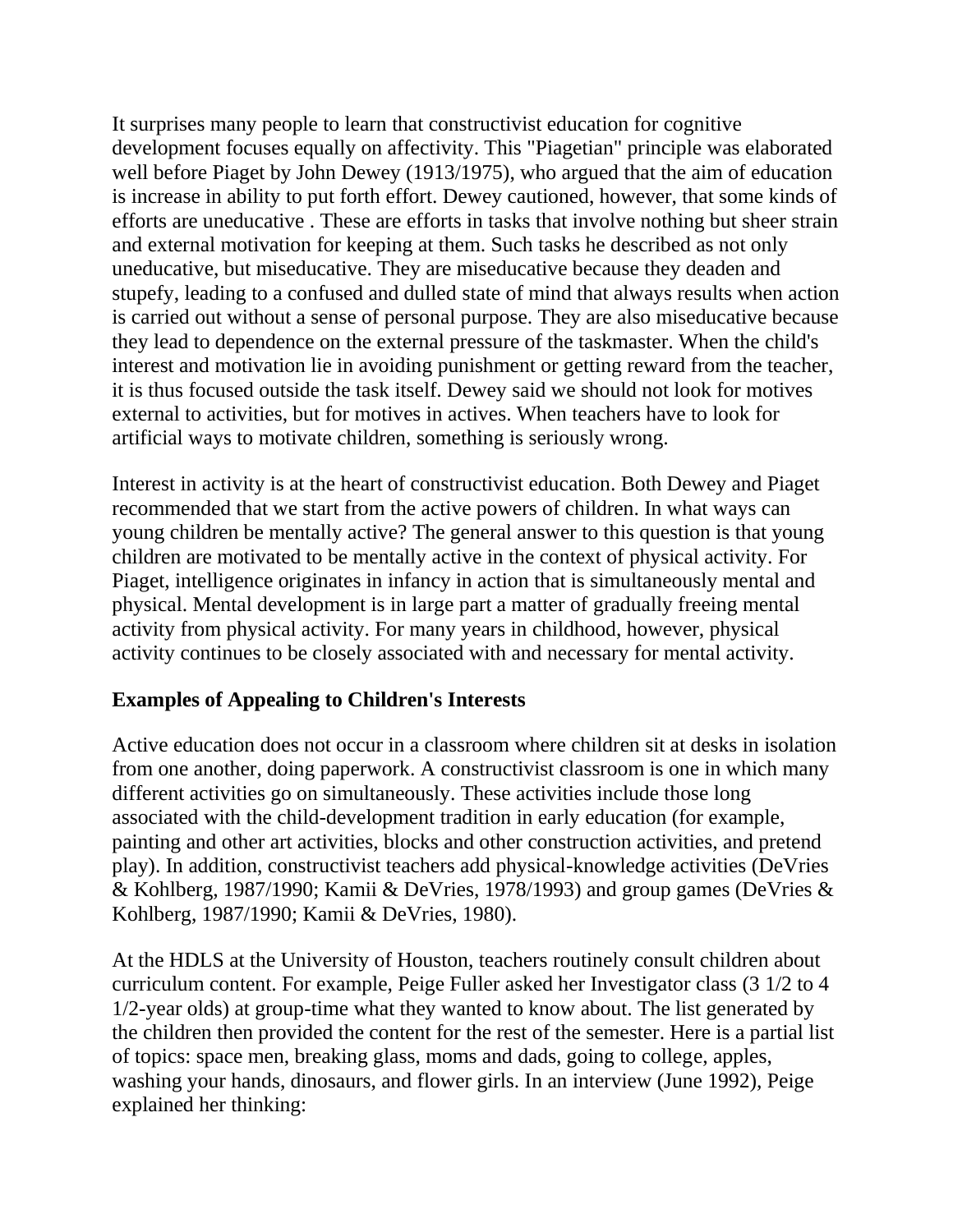It surprises many people to learn that constructivist education for cognitive development focuses equally on affectivity. This "Piagetian" principle was elaborated well before Piaget by John Dewey (1913/1975), who argued that the aim of education is increase in ability to put forth effort. Dewey cautioned, however, that some kinds of efforts are uneducative . These are efforts in tasks that involve nothing but sheer strain and external motivation for keeping at them. Such tasks he described as not only uneducative, but miseducative. They are miseducative because they deaden and stupefy, leading to a confused and dulled state of mind that always results when action is carried out without a sense of personal purpose. They are also miseducative because they lead to dependence on the external pressure of the taskmaster. When the child's interest and motivation lie in avoiding punishment or getting reward from the teacher, it is thus focused outside the task itself. Dewey said we should not look for motives external to activities, but for motives in actives. When teachers have to look for artificial ways to motivate children, something is seriously wrong.

Interest in activity is at the heart of constructivist education. Both Dewey and Piaget recommended that we start from the active powers of children. In what ways can young children be mentally active? The general answer to this question is that young children are motivated to be mentally active in the context of physical activity. For Piaget, intelligence originates in infancy in action that is simultaneously mental and physical. Mental development is in large part a matter of gradually freeing mental activity from physical activity. For many years in childhood, however, physical activity continues to be closely associated with and necessary for mental activity.

**Examples of Appealing to Children's Interests**

Active education does not occur in a classroom where children sit at desks in isolation from one another, doing paperwork. A constructivist classroom is one in which many different activities go on simultaneously. These activities include those long associated with the child-development tradition in early education (for example, painting and other art activities, blocks and other construction activities, and pretend play). In addition, constructivist teachers add physical-knowledge activities (DeVries & Kohlberg, 1987/1990; Kamii & DeVries, 1978/1993) and group games (DeVries & Kohlberg, 1987/1990; Kamii & DeVries, 1980).

At the HDLS at the University of Houston, teachers routinely consult children about curriculum content. For example, Peige Fuller asked her Investigator class (3 1/2 to 4 1/2-year olds) at group-time what they wanted to know about. The list generated by the children then provided the content for the rest of the semester. Here is a partial list of topics: space men, breaking glass, moms and dads, going to college, apples, washing your hands, dinosaurs, and flower girls. In an interview (June 1992), Peige explained her thinking: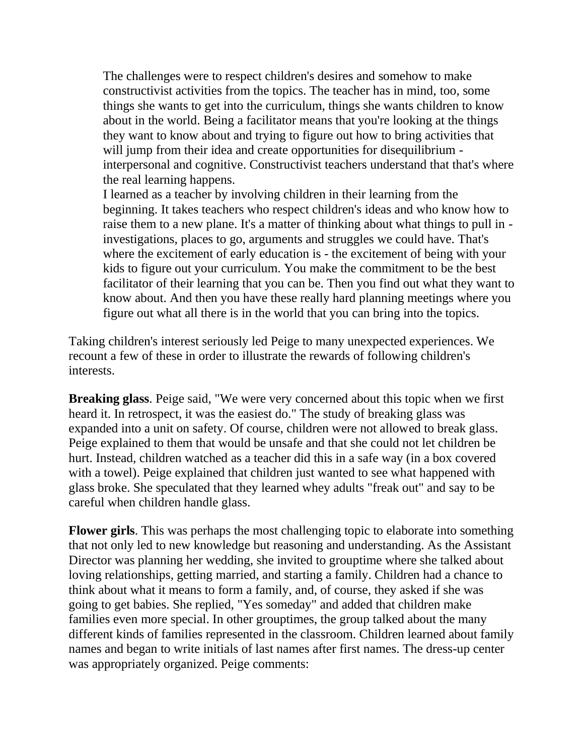> The challenges were to respect children's desires and somehow to make constructivist activities from the topics. The teacher has in mind, too, some things she wants to get into the curriculum, things she wants children to know about in the world. Being a facilitator means that you're looking at the things they want to know about and trying to figure out how to bring activities that will jump from their idea and create opportunities for disequilibrium - interpersonal and cognitive. Constructivist teachers understand that that's where the real learning happens.
> I learned as a teacher by involving children in their learning from the beginning. It takes teachers who respect children's ideas and who know how to raise them to a new plane. It's a matter of thinking about what things to pull in - investigations, places to go, arguments and struggles we could have. That's where the excitement of early education is - the excitement of being with your kids to figure out your curriculum. You make the commitment to be the best facilitator of their learning that you can be. Then you find out what they want to know about. And then you have these really hard planning meetings where you figure out what all there is in the world that you can bring into the topics.

Taking children's interest seriously led Peige to many unexpected experiences. We recount a few of these in order to illustrate the rewards of following children's interests.

**Breaking glass**. Peige said, "We were very concerned about this topic when we first heard it. In retrospect, it was the easiest do." The study of breaking glass was expanded into a unit on safety. Of course, children were not allowed to break glass. Peige explained to them that would be unsafe and that she could not let children be hurt. Instead, children watched as a teacher did this in a safe way (in a box covered with a towel). Peige explained that children just wanted to see what happened with glass broke. She speculated that they learned whey adults "freak out" and say to be careful when children handle glass.

**Flower girls**. This was perhaps the most challenging topic to elaborate into something that not only led to new knowledge but reasoning and understanding. As the Assistant Director was planning her wedding, she invited to grouptime where she talked about loving relationships, getting married, and starting a family. Children had a chance to think about what it means to form a family, and, of course, they asked if she was going to get babies. She replied, "Yes someday" and added that children make families even more special. In other grouptimes, the group talked about the many different kinds of families represented in the classroom. Children learned about family names and began to write initials of last names after first names. The dress-up center was appropriately organized. Peige comments: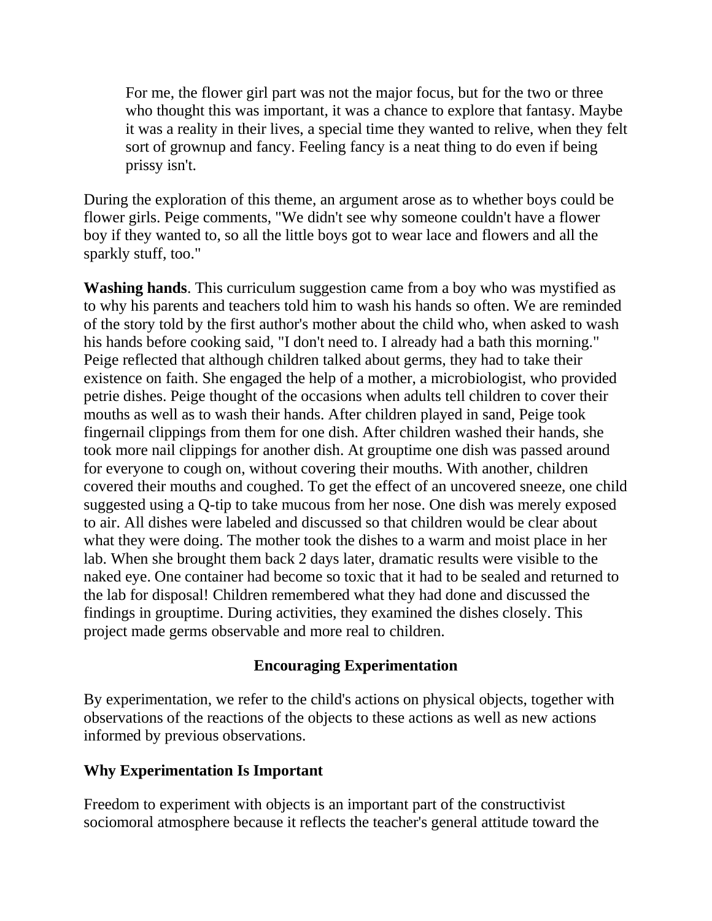> For me, the flower girl part was not the major focus, but for the two or three who thought this was important, it was a chance to explore that fantasy. Maybe it was a reality in their lives, a special time they wanted to relive, when they felt sort of grownup and fancy. Feeling fancy is a neat thing to do even if being prissy isn't.

During the exploration of this theme, an argument arose as to whether boys could be flower girls. Peige comments, "We didn't see why someone couldn't have a flower boy if they wanted to, so all the little boys got to wear lace and flowers and all the sparkly stuff, too."

**Washing hands**. This curriculum suggestion came from a boy who was mystified as to why his parents and teachers told him to wash his hands so often. We are reminded of the story told by the first author's mother about the child who, when asked to wash his hands before cooking said, "I don't need to. I already had a bath this morning." Peige reflected that although children talked about germs, they had to take their existence on faith. She engaged the help of a mother, a microbiologist, who provided petrie dishes. Peige thought of the occasions when adults tell children to cover their mouths as well as to wash their hands. After children played in sand, Peige took fingernail clippings from them for one dish. After children washed their hands, she took more nail clippings for another dish. At grouptime one dish was passed around for everyone to cough on, without covering their mouths. With another, children covered their mouths and coughed. To get the effect of an uncovered sneeze, one child suggested using a Q-tip to take mucous from her nose. One dish was merely exposed to air. All dishes were labeled and discussed so that children would be clear about what they were doing. The mother took the dishes to a warm and moist place in her lab. When she brought them back 2 days later, dramatic results were visible to the naked eye. One container had become so toxic that it had to be sealed and returned to the lab for disposal! Children remembered what they had done and discussed the findings in grouptime. During activities, they examined the dishes closely. This project made germs observable and more real to children.

## Encouraging Experimentation

By experimentation, we refer to the child's actions on physical objects, together with observations of the reactions of the objects to these actions as well as new actions informed by previous observations.

### Why Experimentation Is Important

Freedom to experiment with objects is an important part of the constructivist sociomoral atmosphere because it reflects the teacher's general attitude toward the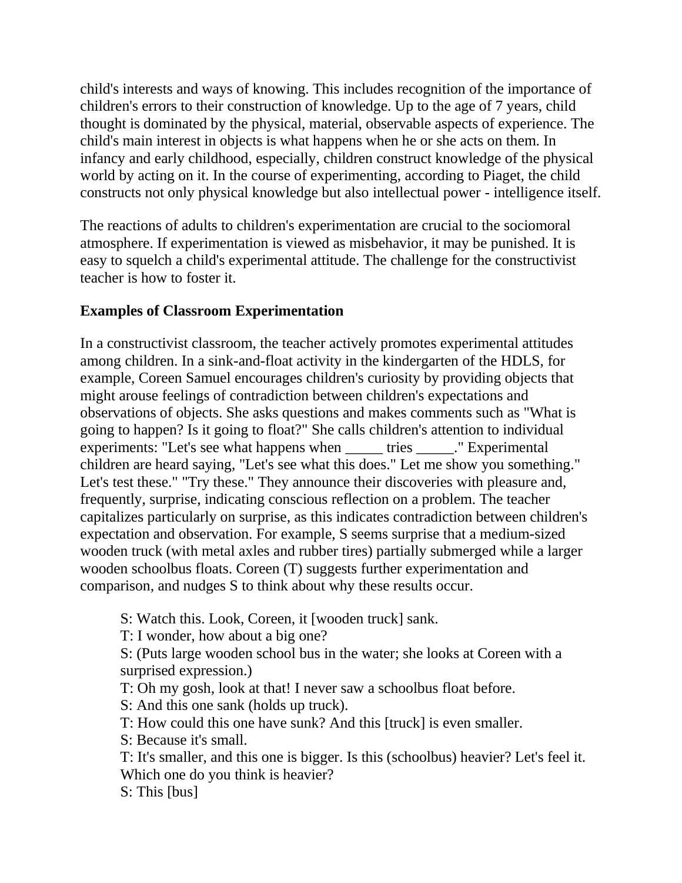child's interests and ways of knowing. This includes recognition of the importance of children's errors to their construction of knowledge. Up to the age of 7 years, child thought is dominated by the physical, material, observable aspects of experience. The child's main interest in objects is what happens when he or she acts on them. In infancy and early childhood, especially, children construct knowledge of the physical world by acting on it. In the course of experimenting, according to Piaget, the child constructs not only physical knowledge but also intellectual power - intelligence itself.

The reactions of adults to children's experimentation are crucial to the sociomoral atmosphere. If experimentation is viewed as misbehavior, it may be punished. It is easy to squelch a child's experimental attitude. The challenge for the constructivist teacher is how to foster it.

**Examples of Classroom Experimentation**

In a constructivist classroom, the teacher actively promotes experimental attitudes among children. In a sink-and-float activity in the kindergarten of the HDLS, for example, Coreen Samuel encourages children's curiosity by providing objects that might arouse feelings of contradiction between children's expectations and observations of objects. She asks questions and makes comments such as "What is going to happen? Is it going to float?" She calls children's attention to individual experiments: "Let's see what happens when _____ tries _____." Experimental children are heard saying, "Let's see what this does." Let me show you something." Let's test these." "Try these." They announce their discoveries with pleasure and, frequently, surprise, indicating conscious reflection on a problem. The teacher capitalizes particularly on surprise, as this indicates contradiction between children's expectation and observation. For example, S seems surprise that a medium-sized wooden truck (with metal axles and rubber tires) partially submerged while a larger wooden schoolbus floats. Coreen (T) suggests further experimentation and comparison, and nudges S to think about why these results occur.

> S: Watch this. Look, Coreen, it [wooden truck] sank.
> T: I wonder, how about a big one?
> S: (Puts large wooden school bus in the water; she looks at Coreen with a surprised expression.)
> T: Oh my gosh, look at that! I never saw a schoolbus float before.
> S: And this one sank (holds up truck).
> T: How could this one have sunk? And this [truck] is even smaller.
> S: Because it's small.
> T: It's smaller, and this one is bigger. Is this (schoolbus) heavier? Let's feel it. Which one do you think is heavier?
> S: This [bus]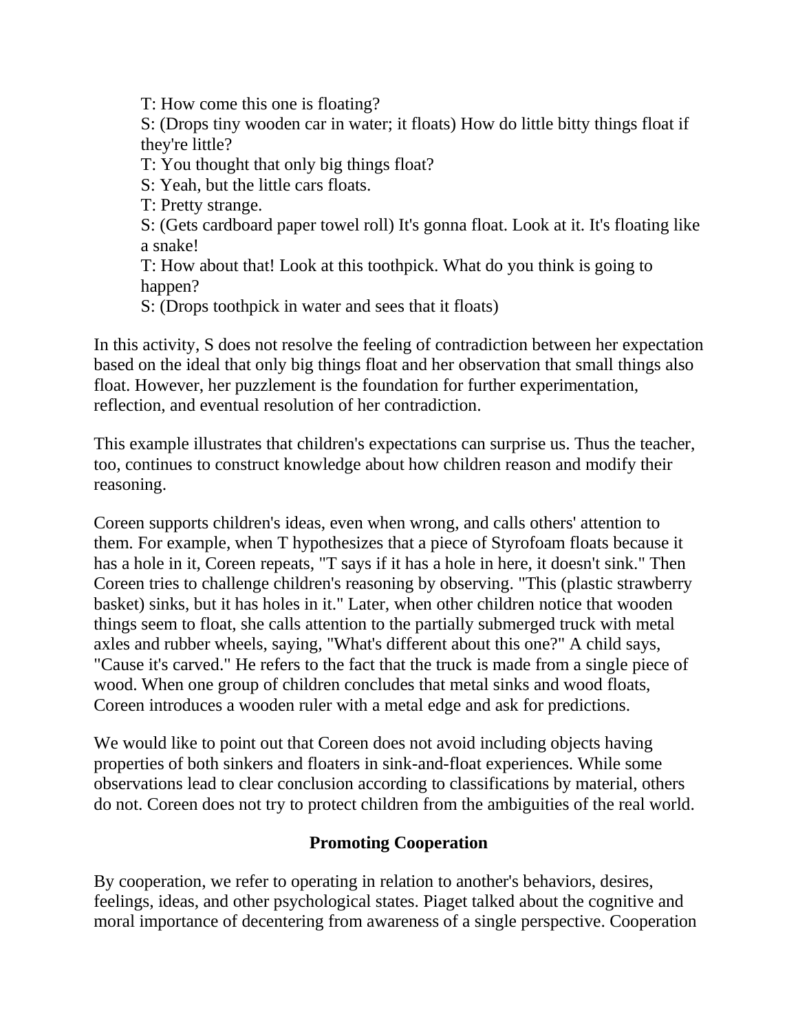T: How come this one is floating?
S: (Drops tiny wooden car in water; it floats) How do little bitty things float if they're little?
T: You thought that only big things float?
S: Yeah, but the little cars floats.
T: Pretty strange.
S: (Gets cardboard paper towel roll) It's gonna float. Look at it. It's floating like a snake!
T: How about that! Look at this toothpick. What do you think is going to happen?
S: (Drops toothpick in water and sees that it floats)

In this activity, S does not resolve the feeling of contradiction between her expectation based on the ideal that only big things float and her observation that small things also float. However, her puzzlement is the foundation for further experimentation, reflection, and eventual resolution of her contradiction.

This example illustrates that children's expectations can surprise us. Thus the teacher, too, continues to construct knowledge about how children reason and modify their reasoning.

Coreen supports children's ideas, even when wrong, and calls others' attention to them. For example, when T hypothesizes that a piece of Styrofoam floats because it has a hole in it, Coreen repeats, "T says if it has a hole in here, it doesn't sink." Then Coreen tries to challenge children's reasoning by observing. "This (plastic strawberry basket) sinks, but it has holes in it." Later, when other children notice that wooden things seem to float, she calls attention to the partially submerged truck with metal axles and rubber wheels, saying, "What's different about this one?" A child says, "Cause it's carved." He refers to the fact that the truck is made from a single piece of wood. When one group of children concludes that metal sinks and wood floats, Coreen introduces a wooden ruler with a metal edge and ask for predictions.

We would like to point out that Coreen does not avoid including objects having properties of both sinkers and floaters in sink-and-float experiences. While some observations lead to clear conclusion according to classifications by material, others do not. Coreen does not try to protect children from the ambiguities of the real world.

## Promoting Cooperation

By cooperation, we refer to operating in relation to another's behaviors, desires, feelings, ideas, and other psychological states. Piaget talked about the cognitive and moral importance of decentering from awareness of a single perspective. Cooperation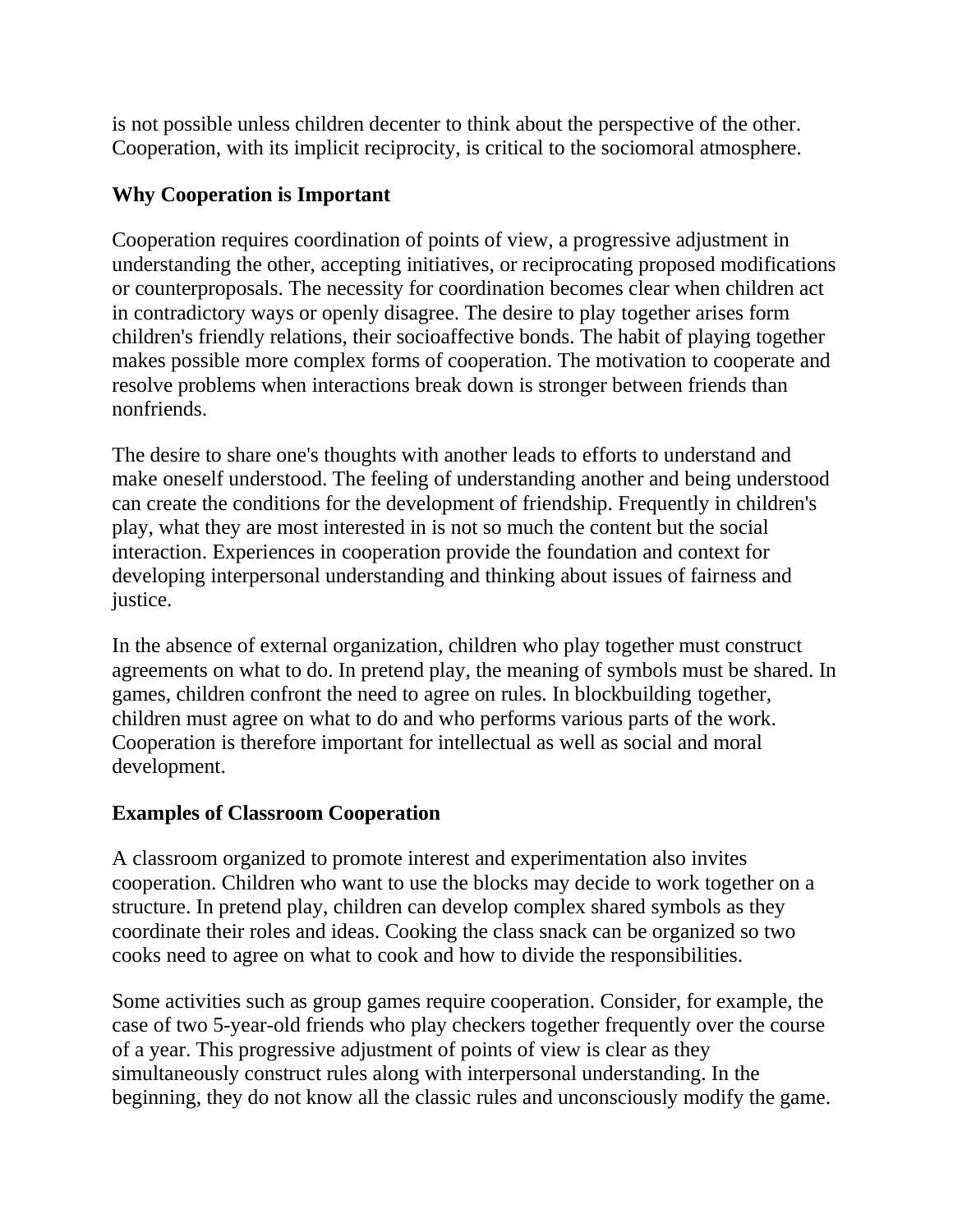is not possible unless children decenter to think about the perspective of the other. Cooperation, with its implicit reciprocity, is critical to the sociomoral atmosphere.

## Why Cooperation is Important

Cooperation requires coordination of points of view, a progressive adjustment in understanding the other, accepting initiatives, or reciprocating proposed modifications or counterproposals. The necessity for coordination becomes clear when children act in contradictory ways or openly disagree. The desire to play together arises form children's friendly relations, their socioaffective bonds. The habit of playing together makes possible more complex forms of cooperation. The motivation to cooperate and resolve problems when interactions break down is stronger between friends than nonfriends.

The desire to share one's thoughts with another leads to efforts to understand and make oneself understood. The feeling of understanding another and being understood can create the conditions for the development of friendship. Frequently in children's play, what they are most interested in is not so much the content but the social interaction. Experiences in cooperation provide the foundation and context for developing interpersonal understanding and thinking about issues of fairness and justice.

In the absence of external organization, children who play together must construct agreements on what to do. In pretend play, the meaning of symbols must be shared. In games, children confront the need to agree on rules. In blockbuilding together, children must agree on what to do and who performs various parts of the work. Cooperation is therefore important for intellectual as well as social and moral development.

## Examples of Classroom Cooperation

A classroom organized to promote interest and experimentation also invites cooperation. Children who want to use the blocks may decide to work together on a structure. In pretend play, children can develop complex shared symbols as they coordinate their roles and ideas. Cooking the class snack can be organized so two cooks need to agree on what to cook and how to divide the responsibilities.

Some activities such as group games require cooperation. Consider, for example, the case of two 5-year-old friends who play checkers together frequently over the course of a year. This progressive adjustment of points of view is clear as they simultaneously construct rules along with interpersonal understanding. In the beginning, they do not know all the classic rules and unconsciously modify the game.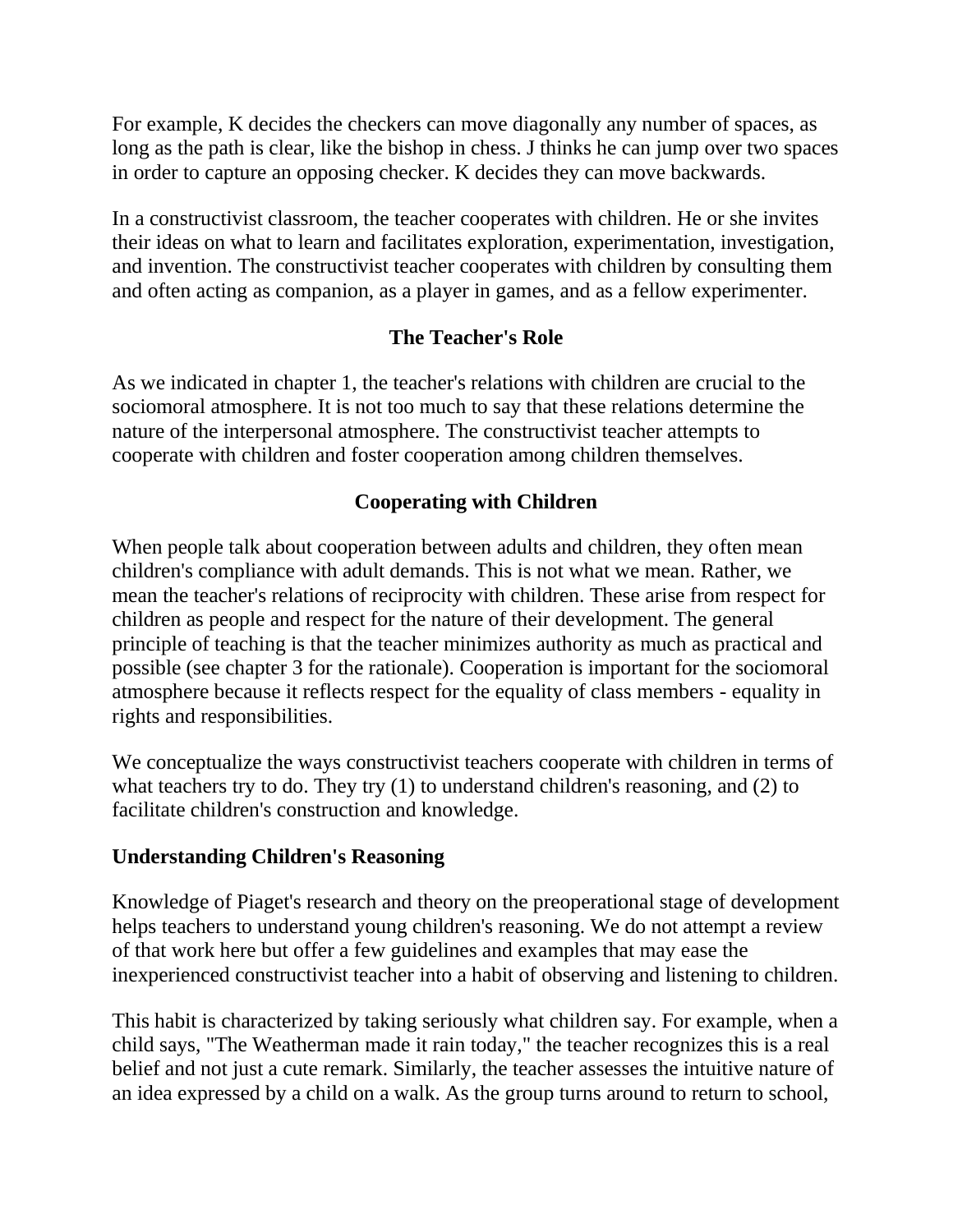For example, K decides the checkers can move diagonally any number of spaces, as long as the path is clear, like the bishop in chess. J thinks he can jump over two spaces in order to capture an opposing checker. K decides they can move backwards.

In a constructivist classroom, the teacher cooperates with children. He or she invites their ideas on what to learn and facilitates exploration, experimentation, investigation, and invention. The constructivist teacher cooperates with children by consulting them and often acting as companion, as a player in games, and as a fellow experimenter.

## The Teacher's Role

As we indicated in chapter 1, the teacher's relations with children are crucial to the sociomoral atmosphere. It is not too much to say that these relations determine the nature of the interpersonal atmosphere. The constructivist teacher attempts to cooperate with children and foster cooperation among children themselves.

## Cooperating with Children

When people talk about cooperation between adults and children, they often mean children's compliance with adult demands. This is not what we mean. Rather, we mean the teacher's relations of reciprocity with children. These arise from respect for children as people and respect for the nature of their development. The general principle of teaching is that the teacher minimizes authority as much as practical and possible (see chapter 3 for the rationale). Cooperation is important for the sociomoral atmosphere because it reflects respect for the equality of class members - equality in rights and responsibilities.

We conceptualize the ways constructivist teachers cooperate with children in terms of what teachers try to do. They try (1) to understand children's reasoning, and (2) to facilitate children's construction and knowledge.

### Understanding Children's Reasoning

Knowledge of Piaget's research and theory on the preoperational stage of development helps teachers to understand young children's reasoning. We do not attempt a review of that work here but offer a few guidelines and examples that may ease the inexperienced constructivist teacher into a habit of observing and listening to children.

This habit is characterized by taking seriously what children say. For example, when a child says, "The Weatherman made it rain today," the teacher recognizes this is a real belief and not just a cute remark. Similarly, the teacher assesses the intuitive nature of an idea expressed by a child on a walk. As the group turns around to return to school,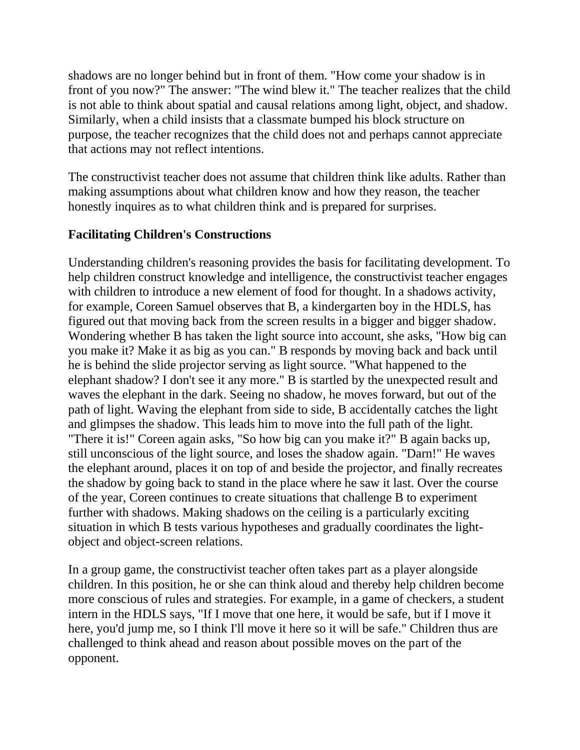shadows are no longer behind but in front of them. "How come your shadow is in front of you now?" The answer: "The wind blew it." The teacher realizes that the child is not able to think about spatial and causal relations among light, object, and shadow. Similarly, when a child insists that a classmate bumped his block structure on purpose, the teacher recognizes that the child does not and perhaps cannot appreciate that actions may not reflect intentions.

The constructivist teacher does not assume that children think like adults. Rather than making assumptions about what children know and how they reason, the teacher honestly inquires as to what children think and is prepared for surprises.

### Facilitating Children's Constructions

Understanding children's reasoning provides the basis for facilitating development. To help children construct knowledge and intelligence, the constructivist teacher engages with children to introduce a new element of food for thought. In a shadows activity, for example, Coreen Samuel observes that B, a kindergarten boy in the HDLS, has figured out that moving back from the screen results in a bigger and bigger shadow. Wondering whether B has taken the light source into account, she asks, "How big can you make it? Make it as big as you can." B responds by moving back and back until he is behind the slide projector serving as light source. "What happened to the elephant shadow? I don't see it any more." B is startled by the unexpected result and waves the elephant in the dark. Seeing no shadow, he moves forward, but out of the path of light. Waving the elephant from side to side, B accidentally catches the light and glimpses the shadow. This leads him to move into the full path of the light. "There it is!" Coreen again asks, "So how big can you make it?" B again backs up, still unconscious of the light source, and loses the shadow again. "Darn!" He waves the elephant around, places it on top of and beside the projector, and finally recreates the shadow by going back to stand in the place where he saw it last. Over the course of the year, Coreen continues to create situations that challenge B to experiment further with shadows. Making shadows on the ceiling is a particularly exciting situation in which B tests various hypotheses and gradually coordinates the light-object and object-screen relations.

In a group game, the constructivist teacher often takes part as a player alongside children. In this position, he or she can think aloud and thereby help children become more conscious of rules and strategies. For example, in a game of checkers, a student intern in the HDLS says, "If I move that one here, it would be safe, but if I move it here, you'd jump me, so I think I'll move it here so it will be safe." Children thus are challenged to think ahead and reason about possible moves on the part of the opponent.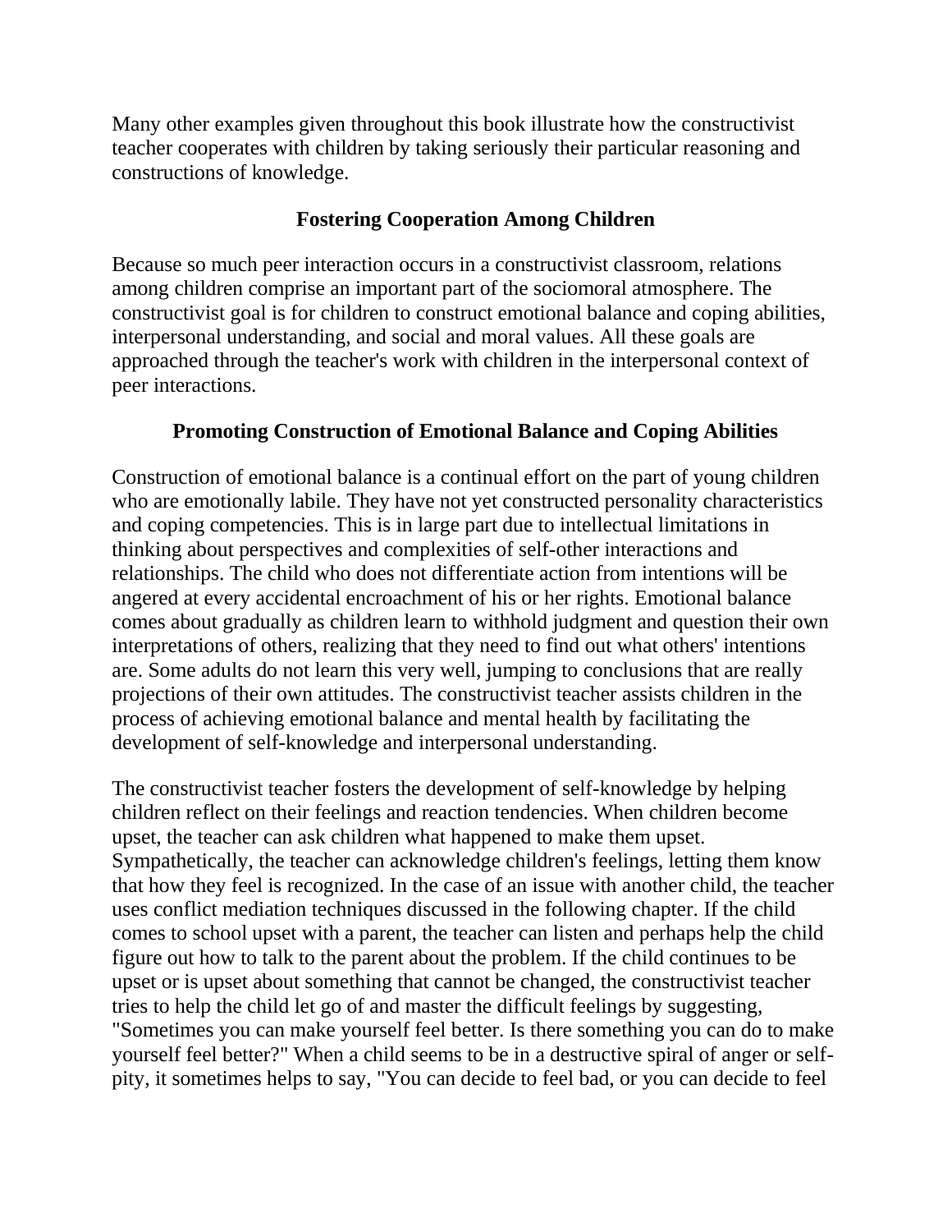Many other examples given throughout this book illustrate how the constructivist teacher cooperates with children by taking seriously their particular reasoning and constructions of knowledge.

## Fostering Cooperation Among Children

Because so much peer interaction occurs in a constructivist classroom, relations among children comprise an important part of the sociomoral atmosphere. The constructivist goal is for children to construct emotional balance and coping abilities, interpersonal understanding, and social and moral values. All these goals are approached through the teacher's work with children in the interpersonal context of peer interactions.

### Promoting Construction of Emotional Balance and Coping Abilities

Construction of emotional balance is a continual effort on the part of young children who are emotionally labile. They have not yet constructed personality characteristics and coping competencies. This is in large part due to intellectual limitations in thinking about perspectives and complexities of self-other interactions and relationships. The child who does not differentiate action from intentions will be angered at every accidental encroachment of his or her rights. Emotional balance comes about gradually as children learn to withhold judgment and question their own interpretations of others, realizing that they need to find out what others' intentions are. Some adults do not learn this very well, jumping to conclusions that are really projections of their own attitudes. The constructivist teacher assists children in the process of achieving emotional balance and mental health by facilitating the development of self-knowledge and interpersonal understanding.

The constructivist teacher fosters the development of self-knowledge by helping children reflect on their feelings and reaction tendencies. When children become upset, the teacher can ask children what happened to make them upset. Sympathetically, the teacher can acknowledge children's feelings, letting them know that how they feel is recognized. In the case of an issue with another child, the teacher uses conflict mediation techniques discussed in the following chapter. If the child comes to school upset with a parent, the teacher can listen and perhaps help the child figure out how to talk to the parent about the problem. If the child continues to be upset or is upset about something that cannot be changed, the constructivist teacher tries to help the child let go of and master the difficult feelings by suggesting, "Sometimes you can make yourself feel better. Is there something you can do to make yourself feel better?" When a child seems to be in a destructive spiral of anger or self-pity, it sometimes helps to say, "You can decide to feel bad, or you can decide to feel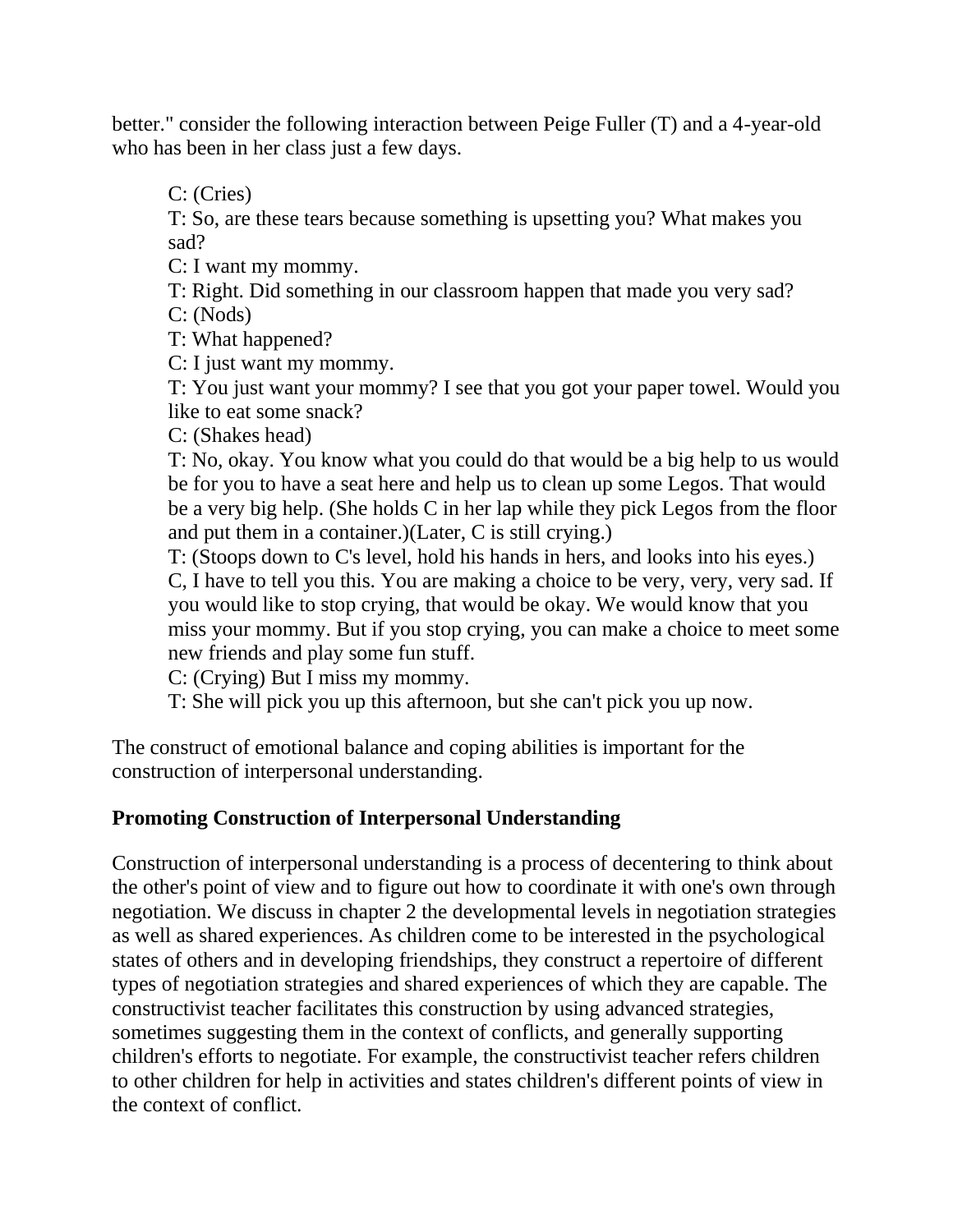better." consider the following interaction between Peige Fuller (T) and a 4-year-old who has been in her class just a few days.

> C: (Cries)
> T: So, are these tears because something is upsetting you? What makes you sad?
> C: I want my mommy.
> T: Right. Did something in our classroom happen that made you very sad?
> C: (Nods)
> T: What happened?
> C: I just want my mommy.
> T: You just want your mommy? I see that you got your paper towel. Would you like to eat some snack?
> C: (Shakes head)
> T: No, okay. You know what you could do that would be a big help to us would be for you to have a seat here and help us to clean up some Legos. That would be a very big help. (She holds C in her lap while they pick Legos from the floor and put them in a container.)(Later, C is still crying.)
> T: (Stoops down to C's level, hold his hands in hers, and looks into his eyes.) C, I have to tell you this. You are making a choice to be very, very, very sad. If you would like to stop crying, that would be okay. We would know that you miss your mommy. But if you stop crying, you can make a choice to meet some new friends and play some fun stuff.
> C: (Crying) But I miss my mommy.
> T: She will pick you up this afternoon, but she can't pick you up now.

The construct of emotional balance and coping abilities is important for the construction of interpersonal understanding.

### Promoting Construction of Interpersonal Understanding

Construction of interpersonal understanding is a process of decentering to think about the other's point of view and to figure out how to coordinate it with one's own through negotiation. We discuss in chapter 2 the developmental levels in negotiation strategies as well as shared experiences. As children come to be interested in the psychological states of others and in developing friendships, they construct a repertoire of different types of negotiation strategies and shared experiences of which they are capable. The constructivist teacher facilitates this construction by using advanced strategies, sometimes suggesting them in the context of conflicts, and generally supporting children's efforts to negotiate. For example, the constructivist teacher refers children to other children for help in activities and states children's different points of view in the context of conflict.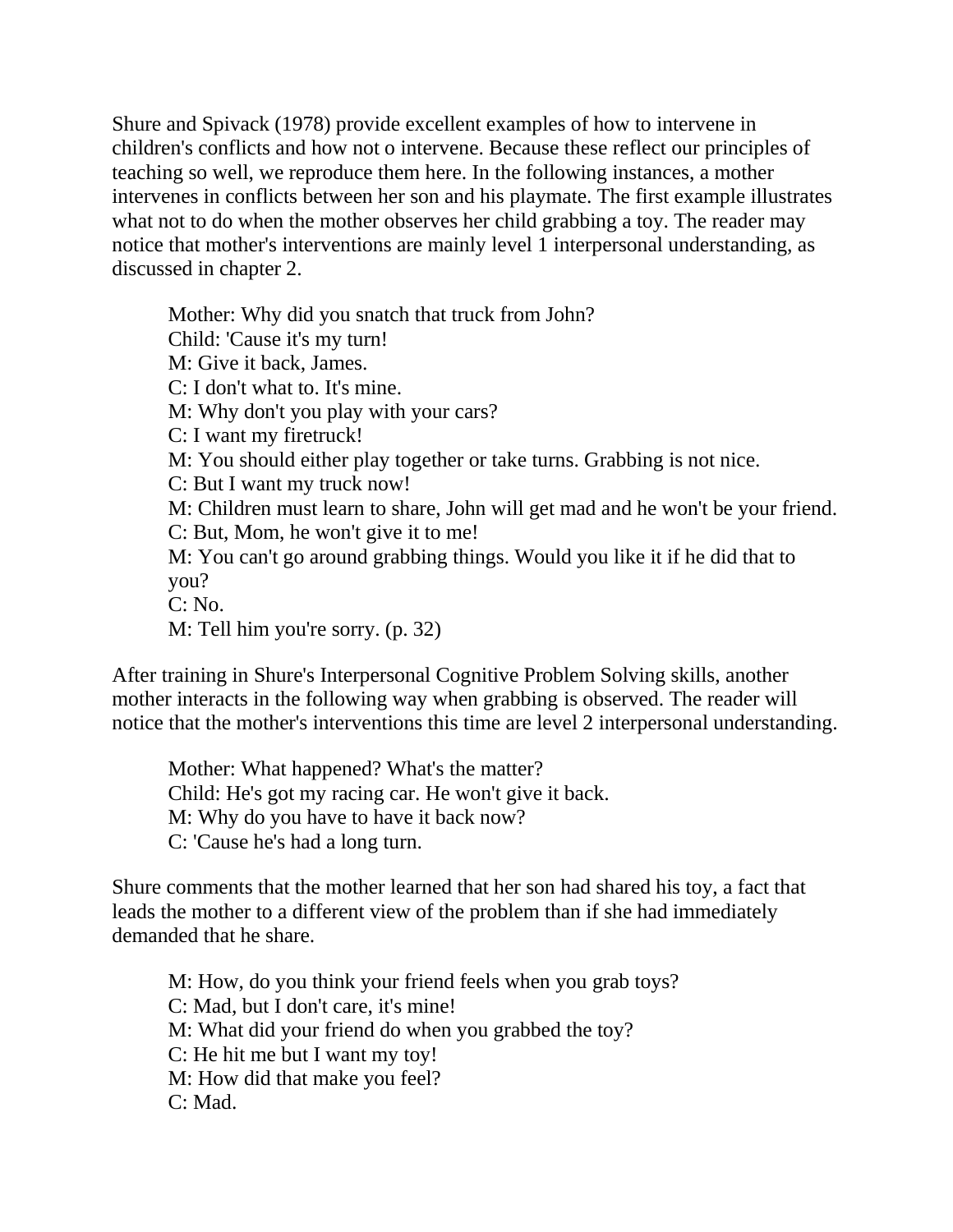Shure and Spivack (1978) provide excellent examples of how to intervene in children's conflicts and how not o intervene. Because these reflect our principles of teaching so well, we reproduce them here. In the following instances, a mother intervenes in conflicts between her son and his playmate. The first example illustrates what not to do when the mother observes her child grabbing a toy. The reader may notice that mother's interventions are mainly level 1 interpersonal understanding, as discussed in chapter 2.

> Mother: Why did you snatch that truck from John?
> Child: 'Cause it's my turn!
> M: Give it back, James.
> C: I don't what to. It's mine.
> M: Why don't you play with your cars?
> C: I want my firetruck!
> M: You should either play together or take turns. Grabbing is not nice.
> C: But I want my truck now!
> M: Children must learn to share, John will get mad and he won't be your friend.
> C: But, Mom, he won't give it to me!
> M: You can't go around grabbing things. Would you like it if he did that to you?
> C: No.
> M: Tell him you're sorry. (p. 32)

After training in Shure's Interpersonal Cognitive Problem Solving skills, another mother interacts in the following way when grabbing is observed. The reader will notice that the mother's interventions this time are level 2 interpersonal understanding.

> Mother: What happened? What's the matter?
> Child: He's got my racing car. He won't give it back.
> M: Why do you have to have it back now?
> C: 'Cause he's had a long turn.

Shure comments that the mother learned that her son had shared his toy, a fact that leads the mother to a different view of the problem than if she had immediately demanded that he share.

> M: How, do you think your friend feels when you grab toys?
> C: Mad, but I don't care, it's mine!
> M: What did your friend do when you grabbed the toy?
> C: He hit me but I want my toy!
> M: How did that make you feel?
> C: Mad.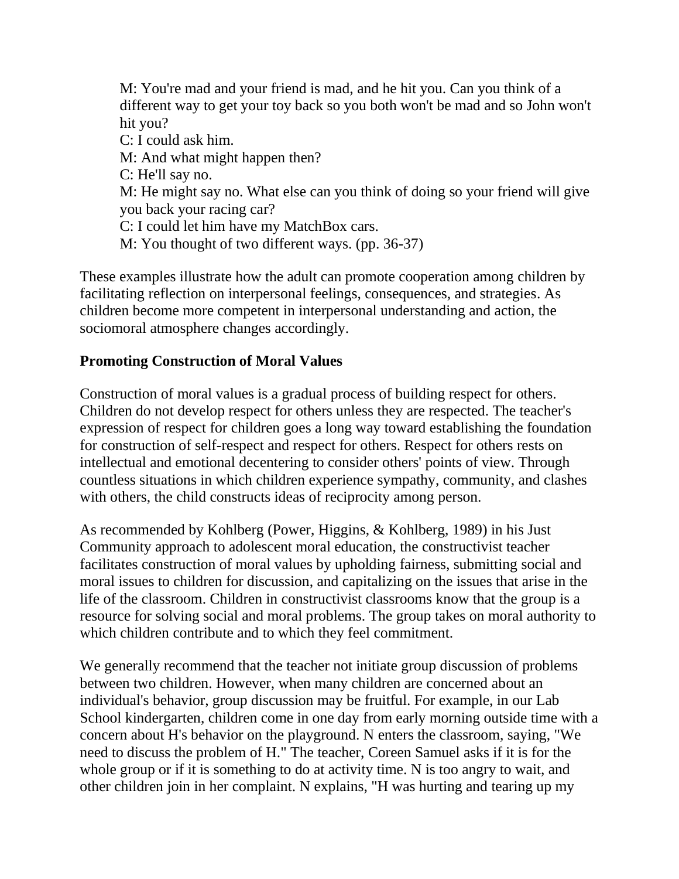> M: You're mad and your friend is mad, and he hit you. Can you think of a different way to get your toy back so you both won't be mad and so John won't hit you?
> C: I could ask him.
> M: And what might happen then?
> C: He'll say no.
> M: He might say no. What else can you think of doing so your friend will give you back your racing car?
> C: I could let him have my MatchBox cars.
> M: You thought of two different ways. (pp. 36-37)

These examples illustrate how the adult can promote cooperation among children by facilitating reflection on interpersonal feelings, consequences, and strategies. As children become more competent in interpersonal understanding and action, the sociomoral atmosphere changes accordingly.

**Promoting Construction of Moral Values**

Construction of moral values is a gradual process of building respect for others. Children do not develop respect for others unless they are respected. The teacher's expression of respect for children goes a long way toward establishing the foundation for construction of self-respect and respect for others. Respect for others rests on intellectual and emotional decentering to consider others' points of view. Through countless situations in which children experience sympathy, community, and clashes with others, the child constructs ideas of reciprocity among person.

As recommended by Kohlberg (Power, Higgins, & Kohlberg, 1989) in his Just Community approach to adolescent moral education, the constructivist teacher facilitates construction of moral values by upholding fairness, submitting social and moral issues to children for discussion, and capitalizing on the issues that arise in the life of the classroom. Children in constructivist classrooms know that the group is a resource for solving social and moral problems. The group takes on moral authority to which children contribute and to which they feel commitment.

We generally recommend that the teacher not initiate group discussion of problems between two children. However, when many children are concerned about an individual's behavior, group discussion may be fruitful. For example, in our Lab School kindergarten, children come in one day from early morning outside time with a concern about H's behavior on the playground. N enters the classroom, saying, "We need to discuss the problem of H." The teacher, Coreen Samuel asks if it is for the whole group or if it is something to do at activity time. N is too angry to wait, and other children join in her complaint. N explains, "H was hurting and tearing up my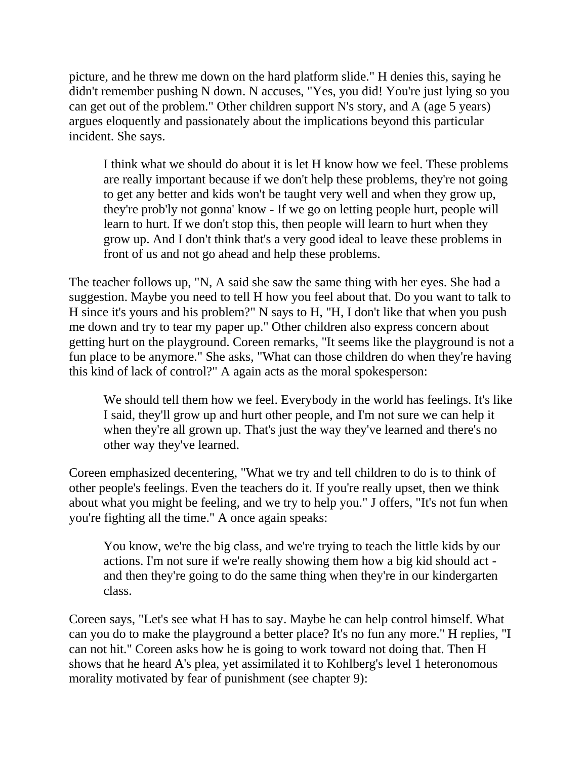picture, and he threw me down on the hard platform slide." H denies this, saying he didn't remember pushing N down. N accuses, "Yes, you did! You're just lying so you can get out of the problem." Other children support N's story, and A (age 5 years) argues eloquently and passionately about the implications beyond this particular incident. She says.

> I think what we should do about it is let H know how we feel. These problems are really important because if we don't help these problems, they're not going to get any better and kids won't be taught very well and when they grow up, they're prob'ly not gonna' know - If we go on letting people hurt, people will learn to hurt. If we don't stop this, then people will learn to hurt when they grow up. And I don't think that's a very good ideal to leave these problems in front of us and not go ahead and help these problems.

The teacher follows up, "N, A said she saw the same thing with her eyes. She had a suggestion. Maybe you need to tell H how you feel about that. Do you want to talk to H since it's yours and his problem?" N says to H, "H, I don't like that when you push me down and try to tear my paper up." Other children also express concern about getting hurt on the playground. Coreen remarks, "It seems like the playground is not a fun place to be anymore." She asks, "What can those children do when they're having this kind of lack of control?" A again acts as the moral spokesperson:

> We should tell them how we feel. Everybody in the world has feelings. It's like I said, they'll grow up and hurt other people, and I'm not sure we can help it when they're all grown up. That's just the way they've learned and there's no other way they've learned.

Coreen emphasized decentering, "What we try and tell children to do is to think of other people's feelings. Even the teachers do it. If you're really upset, then we think about what you might be feeling, and we try to help you." J offers, "It's not fun when you're fighting all the time." A once again speaks:

> You know, we're the big class, and we're trying to teach the little kids by our actions. I'm not sure if we're really showing them how a big kid should act - and then they're going to do the same thing when they're in our kindergarten class.

Coreen says, "Let's see what H has to say. Maybe he can help control himself. What can you do to make the playground a better place? It's no fun any more." H replies, "I can not hit." Coreen asks how he is going to work toward not doing that. Then H shows that he heard A's plea, yet assimilated it to Kohlberg's level 1 heteronomous morality motivated by fear of punishment (see chapter 9):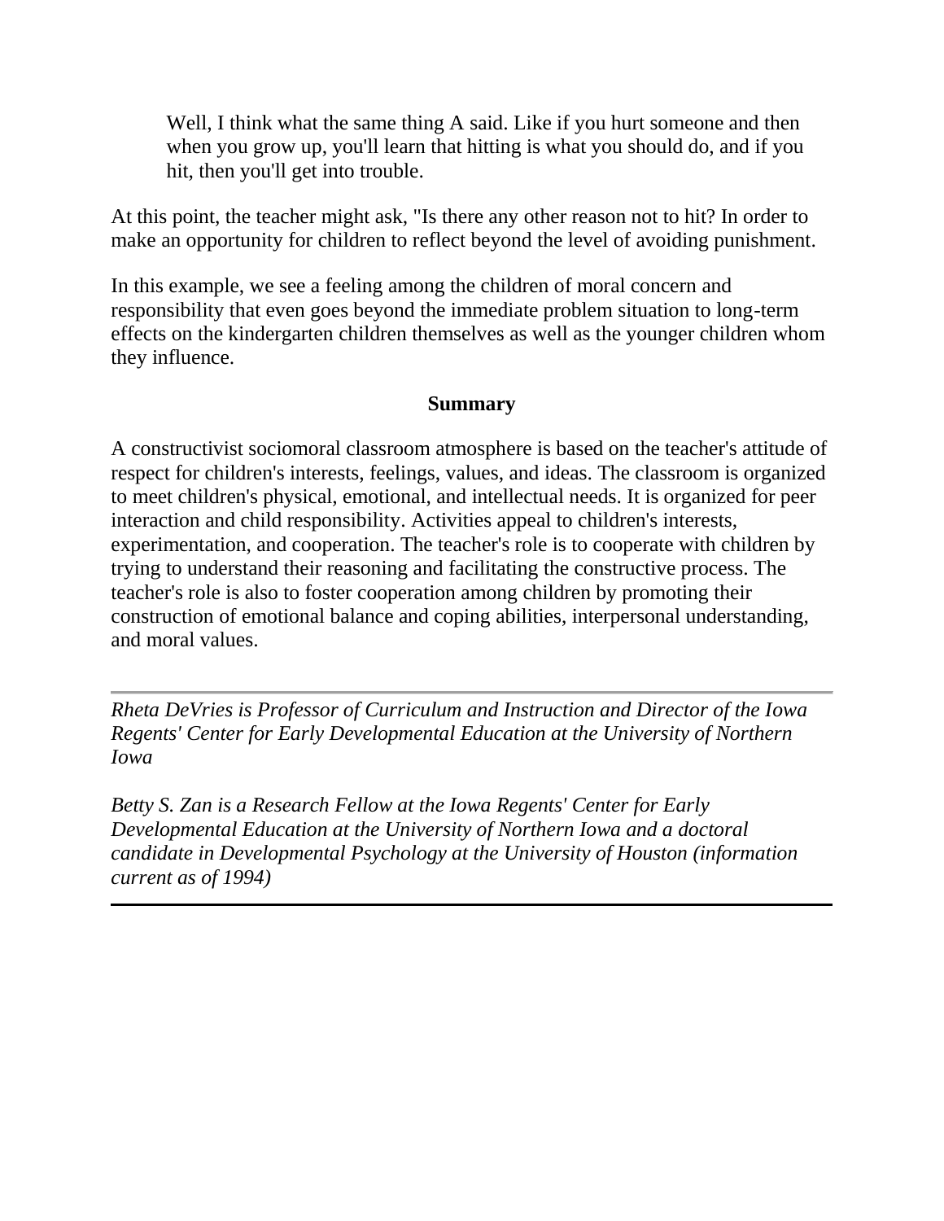> Well, I think what the same thing A said. Like if you hurt someone and then when you grow up, you'll learn that hitting is what you should do, and if you hit, then you'll get into trouble.

At this point, the teacher might ask, "Is there any other reason not to hit? In order to make an opportunity for children to reflect beyond the level of avoiding punishment.

In this example, we see a feeling among the children of moral concern and responsibility that even goes beyond the immediate problem situation to long-term effects on the kindergarten children themselves as well as the younger children whom they influence.

## Summary

A constructivist sociomoral classroom atmosphere is based on the teacher's attitude of respect for children's interests, feelings, values, and ideas. The classroom is organized to meet children's physical, emotional, and intellectual needs. It is organized for peer interaction and child responsibility. Activities appeal to children's interests, experimentation, and cooperation. The teacher's role is to cooperate with children by trying to understand their reasoning and facilitating the constructive process. The teacher's role is also to foster cooperation among children by promoting their construction of emotional balance and coping abilities, interpersonal understanding, and moral values.

---

*Rheta DeVries is Professor of Curriculum and Instruction and Director of the Iowa Regents' Center for Early Developmental Education at the University of Northern Iowa*

*Betty S. Zan is a Research Fellow at the Iowa Regents' Center for Early Developmental Education at the University of Northern Iowa and a doctoral candidate in Developmental Psychology at the University of Houston (information current as of 1994)*

---